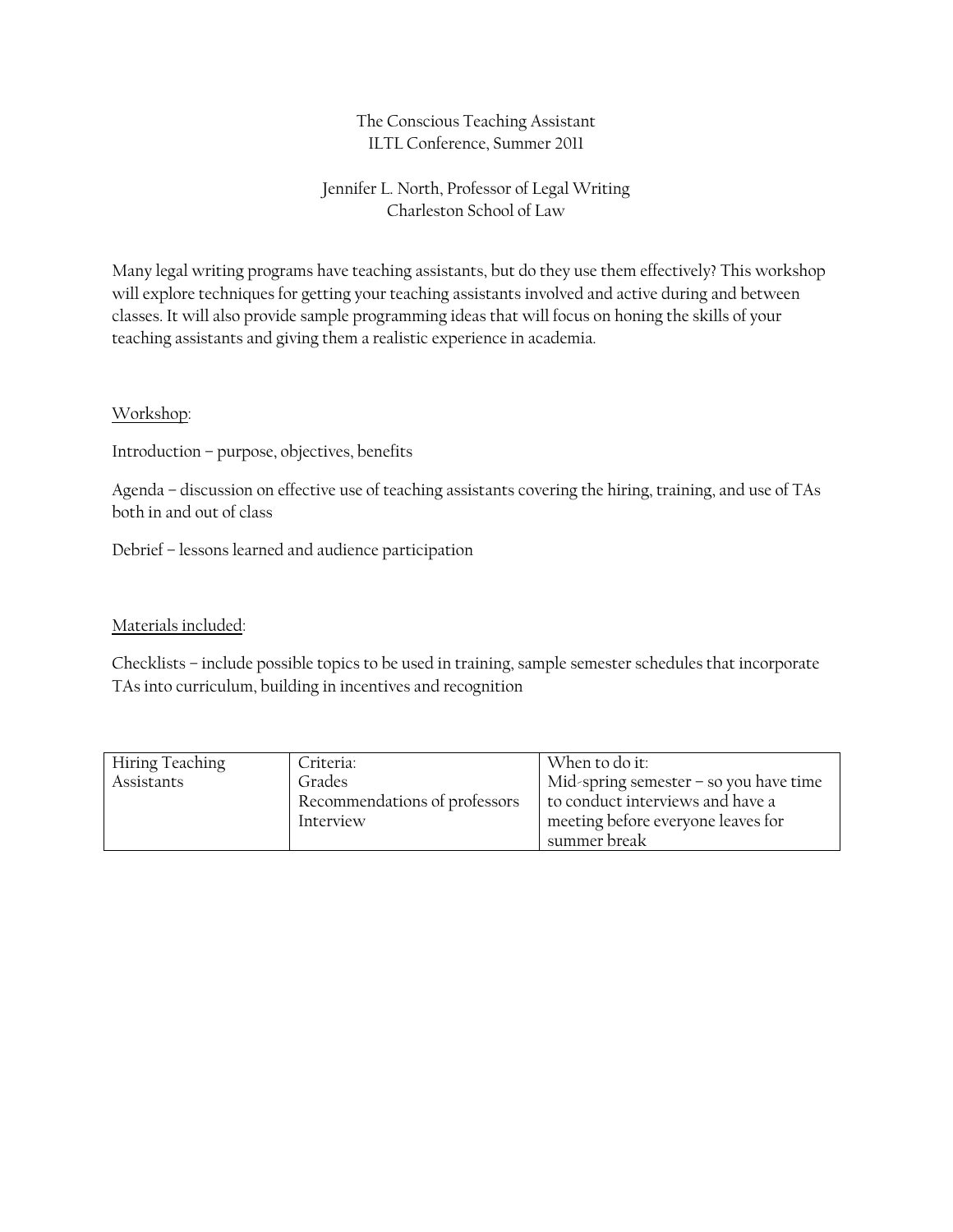# The Conscious Teaching Assistant

ILTL Conference, Summer 2011

Jennifer L. North, Professor of Legal Writing
Charleston School of Law

Many legal writing programs have teaching assistants, but do they use them effectively? This workshop will explore techniques for getting your teaching assistants involved and active during and between classes. It will also provide sample programming ideas that will focus on honing the skills of your teaching assistants and giving them a realistic experience in academia.

<u>Workshop</u>:

Introduction – purpose, objectives, benefits

Agenda – discussion on effective use of teaching assistants covering the hiring, training, and use of TAs both in and out of class

Debrief – lessons learned and audience participation

<u>Materials included</u>:

Checklists – include possible topics to be used in training, sample semester schedules that incorporate TAs into curriculum, building in incentives and recognition

| Hiring Teaching Assistants | Criteria:<br>Grades<br>Recommendations of professors<br>Interview | When to do it:<br>Mid-spring semester – so you have time to conduct interviews and have a meeting before everyone leaves for summer break |
|---|---|---|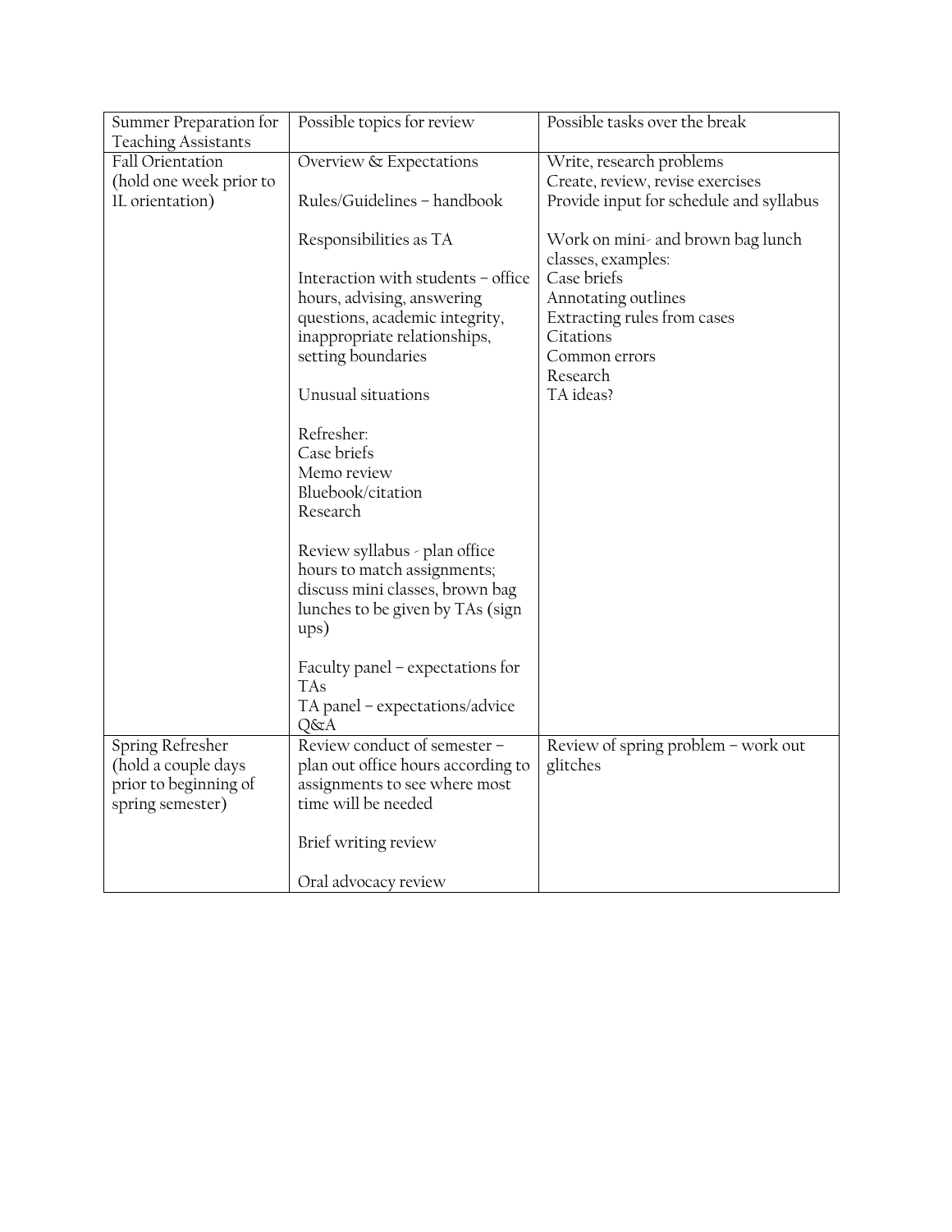| Summer Preparation for Teaching Assistants | Possible topics for review | Possible tasks over the break |
|---|---|---|
| Fall Orientation (hold one week prior to 1L orientation) | Overview & Expectations<br><br>Rules/Guidelines – handbook<br><br>Responsibilities as TA<br><br>Interaction with students – office hours, advising, answering questions, academic integrity, inappropriate relationships, setting boundaries<br><br>Unusual situations<br><br>Refresher:<br>Case briefs<br>Memo review<br>Bluebook/citation<br>Research<br><br>Review syllabus - plan office hours to match assignments; discuss mini classes, brown bag lunches to be given by TAs (sign ups)<br><br>Faculty panel – expectations for TAs<br>TA panel – expectations/advice<br>Q&A | Write, research problems<br>Create, review, revise exercises<br>Provide input for schedule and syllabus<br><br>Work on mini- and brown bag lunch classes, examples:<br>Case briefs<br>Annotating outlines<br>Extracting rules from cases<br>Citations<br>Common errors<br>Research<br>TA ideas? |
| Spring Refresher (hold a couple days prior to beginning of spring semester) | Review conduct of semester – plan out office hours according to assignments to see where most time will be needed<br><br>Brief writing review<br><br>Oral advocacy review | Review of spring problem – work out glitches |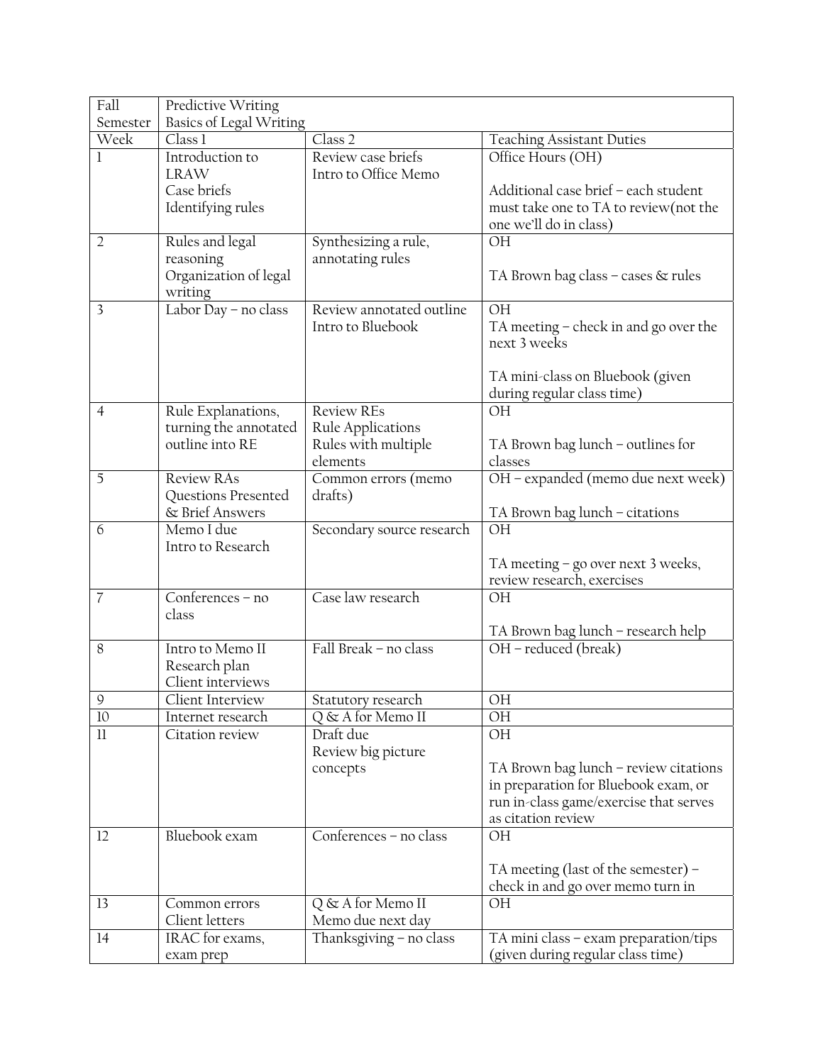| Fall Semester | Predictive Writing<br>Basics of Legal Writing | | |
|---|---|---|---|
| Week | Class 1 | Class 2 | Teaching Assistant Duties |
| 1 | Introduction to LRAW<br>Case briefs<br>Identifying rules | Review case briefs<br>Intro to Office Memo | Office Hours (OH)<br><br>Additional case brief – each student must take one to TA to review(not the one we'll do in class) |
| 2 | Rules and legal reasoning<br>Organization of legal writing | Synthesizing a rule, annotating rules | OH<br><br>TA Brown bag class – cases & rules |
| 3 | Labor Day – no class | Review annotated outline<br>Intro to Bluebook | OH<br>TA meeting – check in and go over the next 3 weeks<br><br>TA mini-class on Bluebook (given during regular class time) |
| 4 | Rule Explanations, turning the annotated outline into RE | Review REs<br>Rule Applications<br>Rules with multiple elements | OH<br><br>TA Brown bag lunch – outlines for classes |
| 5 | Review RAs<br>Questions Presented & Brief Answers | Common errors (memo drafts) | OH – expanded (memo due next week)<br><br>TA Brown bag lunch – citations |
| 6 | Memo I due<br>Intro to Research | Secondary source research | OH<br><br>TA meeting – go over next 3 weeks, review research, exercises |
| 7 | Conferences – no class | Case law research | OH<br><br>TA Brown bag lunch – research help |
| 8 | Intro to Memo II<br>Research plan<br>Client interviews | Fall Break – no class | OH – reduced (break) |
| 9 | Client Interview | Statutory research | OH |
| 10 | Internet research | Q & A for Memo II | OH |
| 11 | Citation review | Draft due<br>Review big picture concepts | OH<br><br>TA Brown bag lunch – review citations in preparation for Bluebook exam, or run in-class game/exercise that serves as citation review |
| 12 | Bluebook exam | Conferences – no class | OH<br><br>TA meeting (last of the semester) – check in and go over memo turn in |
| 13 | Common errors<br>Client letters | Q & A for Memo II<br>Memo due next day | OH |
| 14 | IRAC for exams, exam prep | Thanksgiving – no class | TA mini class – exam preparation/tips (given during regular class time) |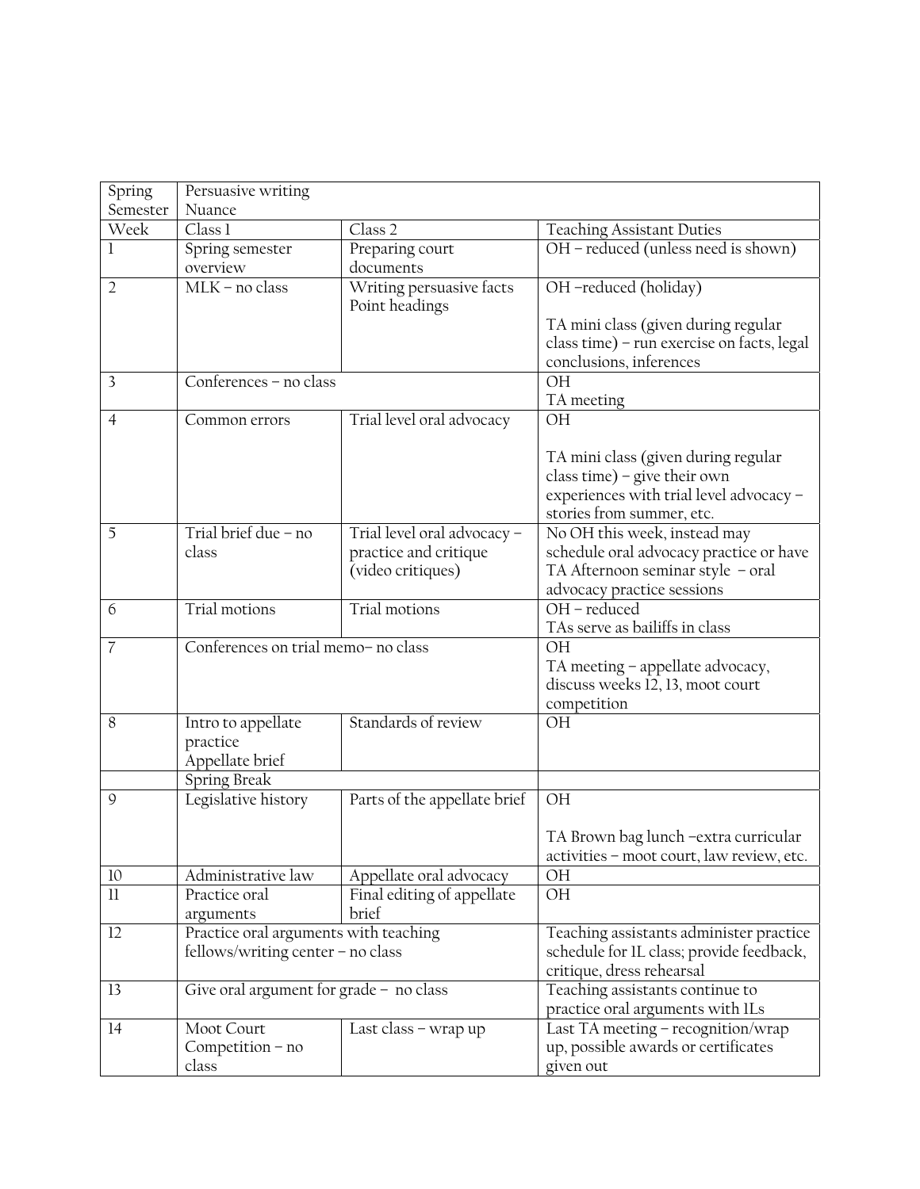| Spring Semester | Persuasive writing<br>Nuance | | |
|---|---|---|---|
| Week | Class 1 | Class 2 | Teaching Assistant Duties |
| 1 | Spring semester overview | Preparing court documents | OH – reduced (unless need is shown) |
| 2 | MLK – no class | Writing persuasive facts<br>Point headings | OH –reduced (holiday)<br><br>TA mini class (given during regular class time) – run exercise on facts, legal conclusions, inferences |
| 3 | Conferences – no class | | OH<br>TA meeting |
| 4 | Common errors | Trial level oral advocacy | OH<br><br>TA mini class (given during regular class time) – give their own experiences with trial level advocacy – stories from summer, etc. |
| 5 | Trial brief due – no class | Trial level oral advocacy – practice and critique (video critiques) | No OH this week, instead may schedule oral advocacy practice or have TA Afternoon seminar style – oral advocacy practice sessions |
| 6 | Trial motions | Trial motions | OH – reduced<br>TAs serve as bailiffs in class |
| 7 | Conferences on trial memo– no class | | OH<br>TA meeting – appellate advocacy, discuss weeks 12, 13, moot court competition |
| 8 | Intro to appellate practice<br>Appellate brief | Standards of review | OH |
| | Spring Break | | |
| 9 | Legislative history | Parts of the appellate brief | OH<br><br>TA Brown bag lunch –extra curricular activities – moot court, law review, etc. |
| 10 | Administrative law | Appellate oral advocacy | OH |
| 11 | Practice oral arguments | Final editing of appellate brief | OH |
| 12 | Practice oral arguments with teaching fellows/writing center – no class | | Teaching assistants administer practice schedule for 1L class; provide feedback, critique, dress rehearsal |
| 13 | Give oral argument for grade – no class | | Teaching assistants continue to practice oral arguments with 1Ls |
| 14 | Moot Court Competition – no class | Last class – wrap up | Last TA meeting – recognition/wrap up, possible awards or certificates given out |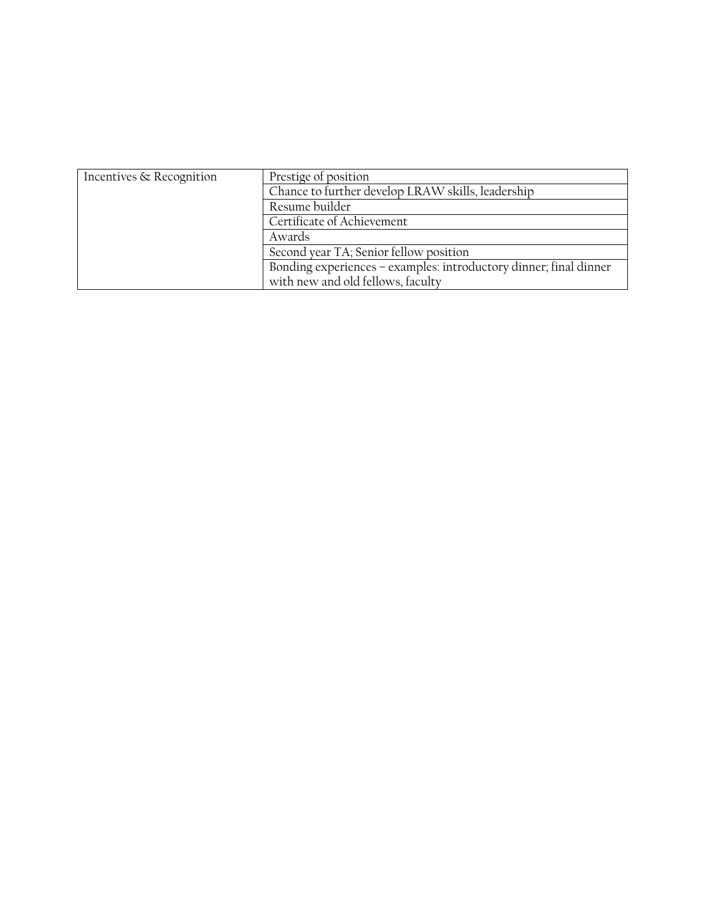| | |
|---|---|
| Incentives & Recognition | Prestige of position |
| | Chance to further develop LRAW skills, leadership |
| | Resume builder |
| | Certificate of Achievement |
| | Awards |
| | Second year TA; Senior fellow position |
| | Bonding experiences – examples: introductory dinner; final dinner with new and old fellows, faculty |